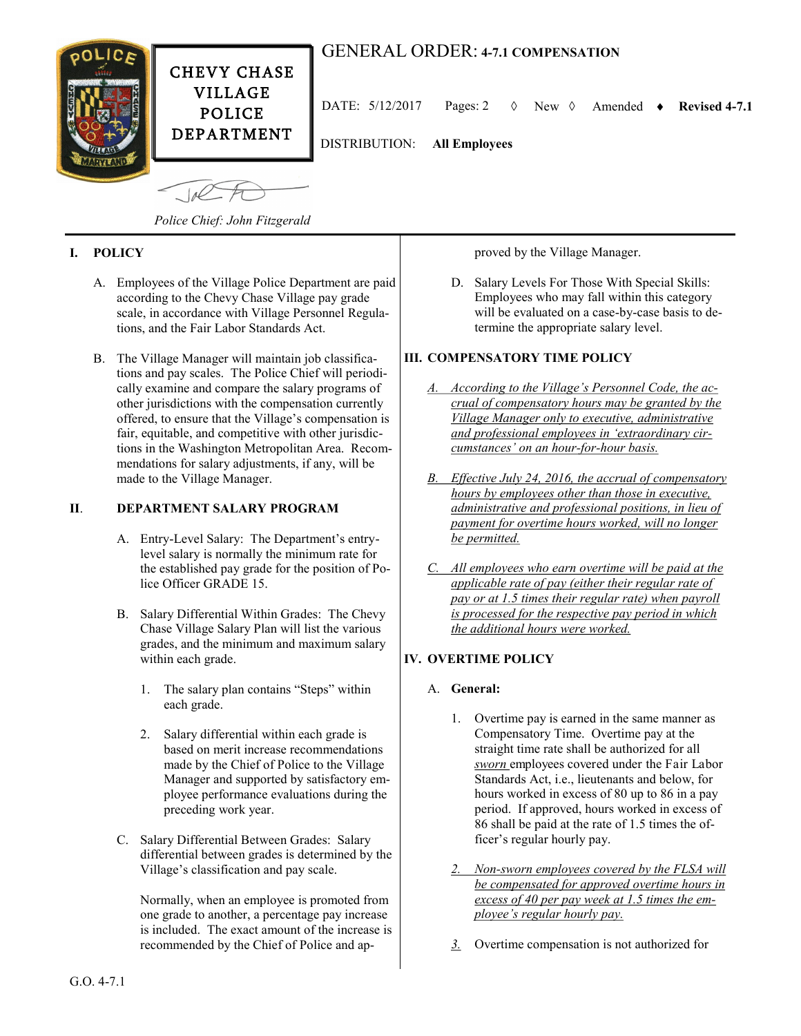CHEVY CHASE VILLAGE POLICE DEPARTMENT

# GENERAL ORDER: 4-7.1 COMPENSATION

DATE: 5/12/2017 Pages: 2 ◊ New ◊ Amended ♦ **Revised 4-7.1**

DISTRIBUTION: **All Employees**

*Police Chief: John Fitzgerald*

## I. POLICY

A. Employees of the Village Police Department are paid according to the Chevy Chase Village pay grade scale, in accordance with Village Personnel Regulations, and the Fair Labor Standards Act.

B. The Village Manager will maintain job classifications and pay scales. The Police Chief will periodically examine and compare the salary programs of other jurisdictions with the compensation currently offered, to ensure that the Village's compensation is fair, equitable, and competitive with other jurisdictions in the Washington Metropolitan Area. Recommendations for salary adjustments, if any, will be made to the Village Manager.

## II. DEPARTMENT SALARY PROGRAM

A. Entry-Level Salary: The Department's entry-level salary is normally the minimum rate for the established pay grade for the position of Police Officer GRADE 15.

B. Salary Differential Within Grades: The Chevy Chase Village Salary Plan will list the various grades, and the minimum and maximum salary within each grade.

1. The salary plan contains "Steps" within each grade.

2. Salary differential within each grade is based on merit increase recommendations made by the Chief of Police to the Village Manager and supported by satisfactory employee performance evaluations during the preceding work year.

C. Salary Differential Between Grades: Salary differential between grades is determined by the Village's classification and pay scale.

Normally, when an employee is promoted from one grade to another, a percentage pay increase is included. The exact amount of the increase is recommended by the Chief of Police and approved by the Village Manager.

D. Salary Levels For Those With Special Skills: Employees who may fall within this category will be evaluated on a case-by-case basis to determine the appropriate salary level.

## III. COMPENSATORY TIME POLICY

*A. According to the Village's Personnel Code, the accrual of compensatory hours may be granted by the Village Manager only to executive, administrative and professional employees in 'extraordinary circumstances' on an hour-for-hour basis.*

*B. Effective July 24, 2016, the accrual of compensatory hours by employees other than those in executive, administrative and professional positions, in lieu of payment for overtime hours worked, will no longer be permitted.*

*C. All employees who earn overtime will be paid at the applicable rate of pay (either their regular rate of pay or at 1.5 times their regular rate) when payroll is processed for the respective pay period in which the additional hours were worked.*

## IV. OVERTIME POLICY

A. **General:**

1. Overtime pay is earned in the same manner as Compensatory Time. Overtime pay at the straight time rate shall be authorized for all *sworn* employees covered under the Fair Labor Standards Act, i.e., lieutenants and below, for hours worked in excess of 80 up to 86 in a pay period. If approved, hours worked in excess of 86 shall be paid at the rate of 1.5 times the officer's regular hourly pay.

*2. Non-sworn employees covered by the FLSA will be compensated for approved overtime hours in excess of 40 per pay week at 1.5 times the employee's regular hourly pay.*

*3.* Overtime compensation is not authorized for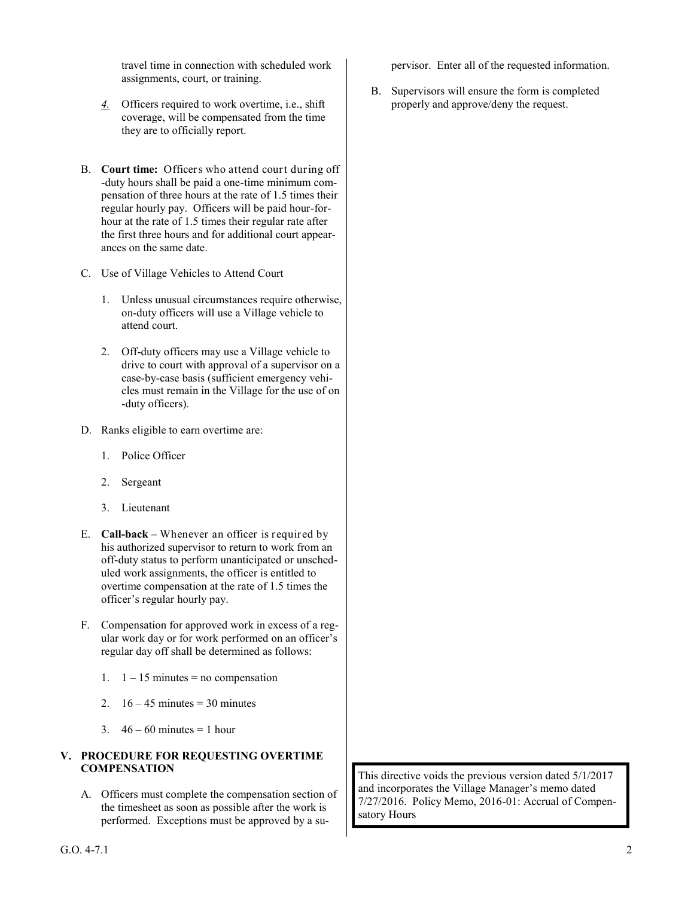travel time in connection with scheduled work assignments, court, or training.

*4.* Officers required to work overtime, i.e., shift coverage, will be compensated from the time they are to officially report.

B. **Court time:** Officers who attend court during off-duty hours shall be paid a one-time minimum compensation of three hours at the rate of 1.5 times their regular hourly pay. Officers will be paid hour-for-hour at the rate of 1.5 times their regular rate after the first three hours and for additional court appearances on the same date.

C. Use of Village Vehicles to Attend Court

1. Unless unusual circumstances require otherwise, on-duty officers will use a Village vehicle to attend court.

2. Off-duty officers may use a Village vehicle to drive to court with approval of a supervisor on a case-by-case basis (sufficient emergency vehicles must remain in the Village for the use of on-duty officers).

D. Ranks eligible to earn overtime are:

1. Police Officer

2. Sergeant

3. Lieutenant

E. **Call-back –** Whenever an officer is required by his authorized supervisor to return to work from an off-duty status to perform unanticipated or unscheduled work assignments, the officer is entitled to overtime compensation at the rate of 1.5 times the officer's regular hourly pay.

F. Compensation for approved work in excess of a regular work day or for work performed on an officer's regular day off shall be determined as follows:

1. 1 – 15 minutes = no compensation

2. 16 – 45 minutes = 30 minutes

3. 46 – 60 minutes = 1 hour

## V. PROCEDURE FOR REQUESTING OVERTIME COMPENSATION

A. Officers must complete the compensation section of the timesheet as soon as possible after the work is performed. Exceptions must be approved by a supervisor. Enter all of the requested information.

B. Supervisors will ensure the form is completed properly and approve/deny the request.

This directive voids the previous version dated 5/1/2017 and incorporates the Village Manager's memo dated 7/27/2016. Policy Memo, 2016-01: Accrual of Compensatory Hours